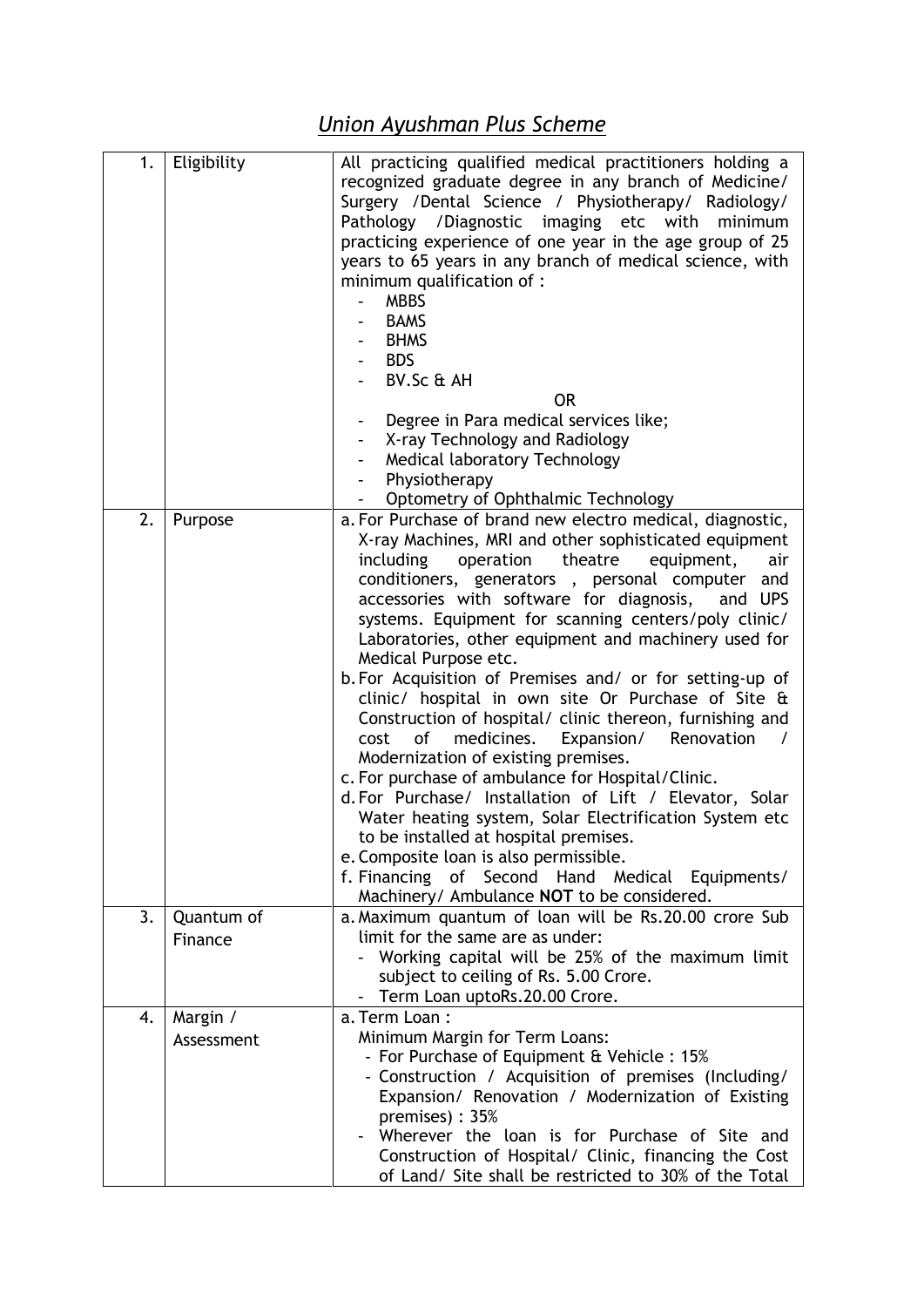# *Union Ayushman Plus Scheme*

| | | |
|---|---|---|
| 1. | Eligibility | All practicing qualified medical practitioners holding a recognized graduate degree in any branch of Medicine/ Surgery /Dental Science / Physiotherapy/ Radiology/ Pathology /Diagnostic imaging etc with minimum practicing experience of one year in the age group of 25 years to 65 years in any branch of medical science, with minimum qualification of :<br>- MBBS<br>- BAMS<br>- BHMS<br>- BDS<br>- BV.Sc & AH<br>OR<br>- Degree in Para medical services like;<br>- X-ray Technology and Radiology<br>- Medical laboratory Technology<br>- Physiotherapy<br>- Optometry of Ophthalmic Technology |
| 2. | Purpose | a. For Purchase of brand new electro medical, diagnostic, X-ray Machines, MRI and other sophisticated equipment including operation theatre equipment, air conditioners, generators , personal computer and accessories with software for diagnosis, and UPS systems. Equipment for scanning centers/poly clinic/ Laboratories, other equipment and machinery used for Medical Purpose etc.<br>b. For Acquisition of Premises and/ or for setting-up of clinic/ hospital in own site Or Purchase of Site & Construction of hospital/ clinic thereon, furnishing and cost of medicines. Expansion/ Renovation / Modernization of existing premises.<br>c. For purchase of ambulance for Hospital/Clinic.<br>d. For Purchase/ Installation of Lift / Elevator, Solar Water heating system, Solar Electrification System etc to be installed at hospital premises.<br>e. Composite loan is also permissible.<br>f. Financing of Second Hand Medical Equipments/ Machinery/ Ambulance **NOT** to be considered. |
| 3. | Quantum of Finance | a. Maximum quantum of loan will be Rs.20.00 crore Sub limit for the same are as under:<br>- Working capital will be 25% of the maximum limit subject to ceiling of Rs. 5.00 Crore.<br>- Term Loan uptoRs.20.00 Crore. |
| 4. | Margin / Assessment | a. Term Loan :<br>Minimum Margin for Term Loans:<br>- For Purchase of Equipment & Vehicle : 15%<br>- Construction / Acquisition of premises (Including/ Expansion/ Renovation / Modernization of Existing premises) : 35%<br>- Wherever the loan is for Purchase of Site and Construction of Hospital/ Clinic, financing the Cost of Land/ Site shall be restricted to 30% of the Total |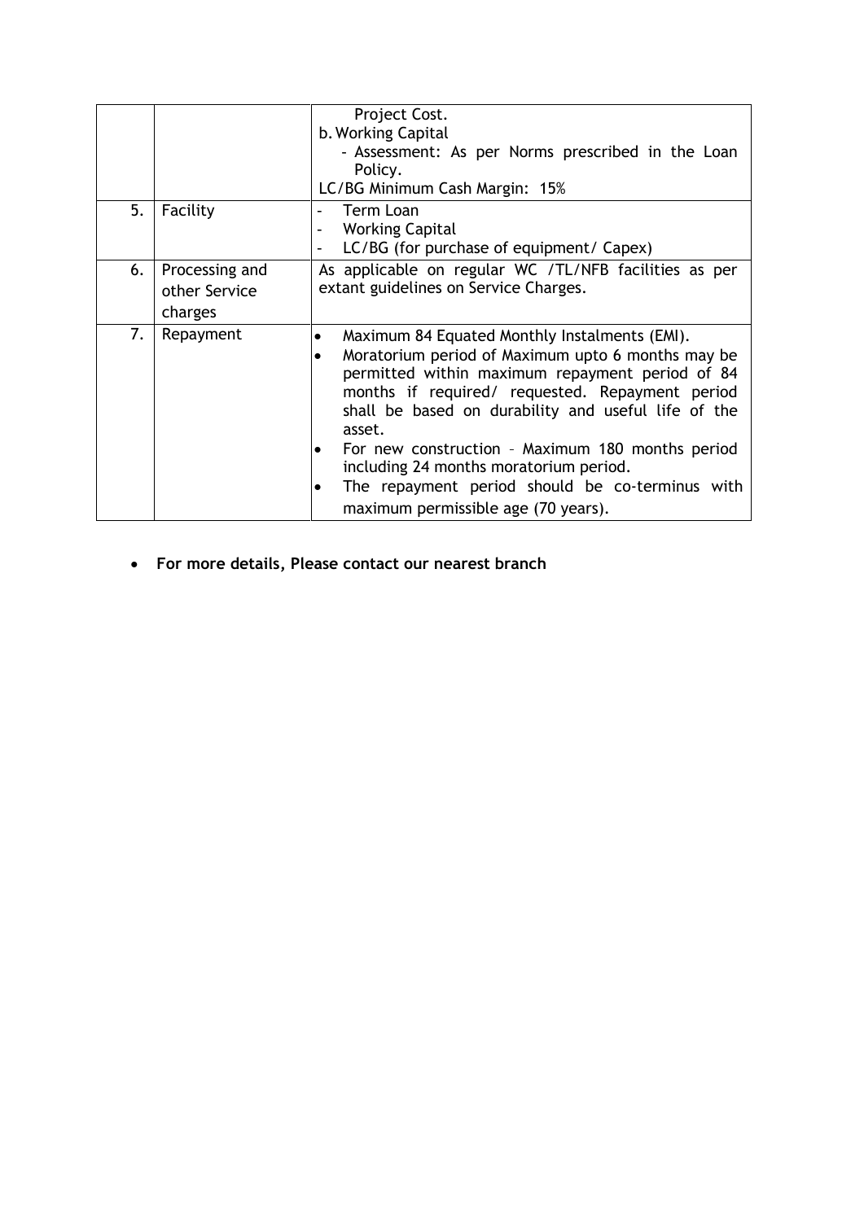| | | |
|---|---|---|
| | | Project Cost.<br>b. Working Capital<br>- Assessment: As per Norms prescribed in the Loan Policy.<br>LC/BG Minimum Cash Margin: 15% |
| 5. | Facility | - Term Loan<br>- Working Capital<br>- LC/BG (for purchase of equipment/ Capex) |
| 6. | Processing and other Service charges | As applicable on regular WC /TL/NFB facilities as per extant guidelines on Service Charges. |
| 7. | Repayment | • Maximum 84 Equated Monthly Instalments (EMI).<br>• Moratorium period of Maximum upto 6 months may be permitted within maximum repayment period of 84 months if required/ requested. Repayment period shall be based on durability and useful life of the asset.<br>• For new construction – Maximum 180 months period including 24 months moratorium period.<br>• The repayment period should be co-terminus with maximum permissible age (70 years). |

- **For more details, Please contact our nearest branch**